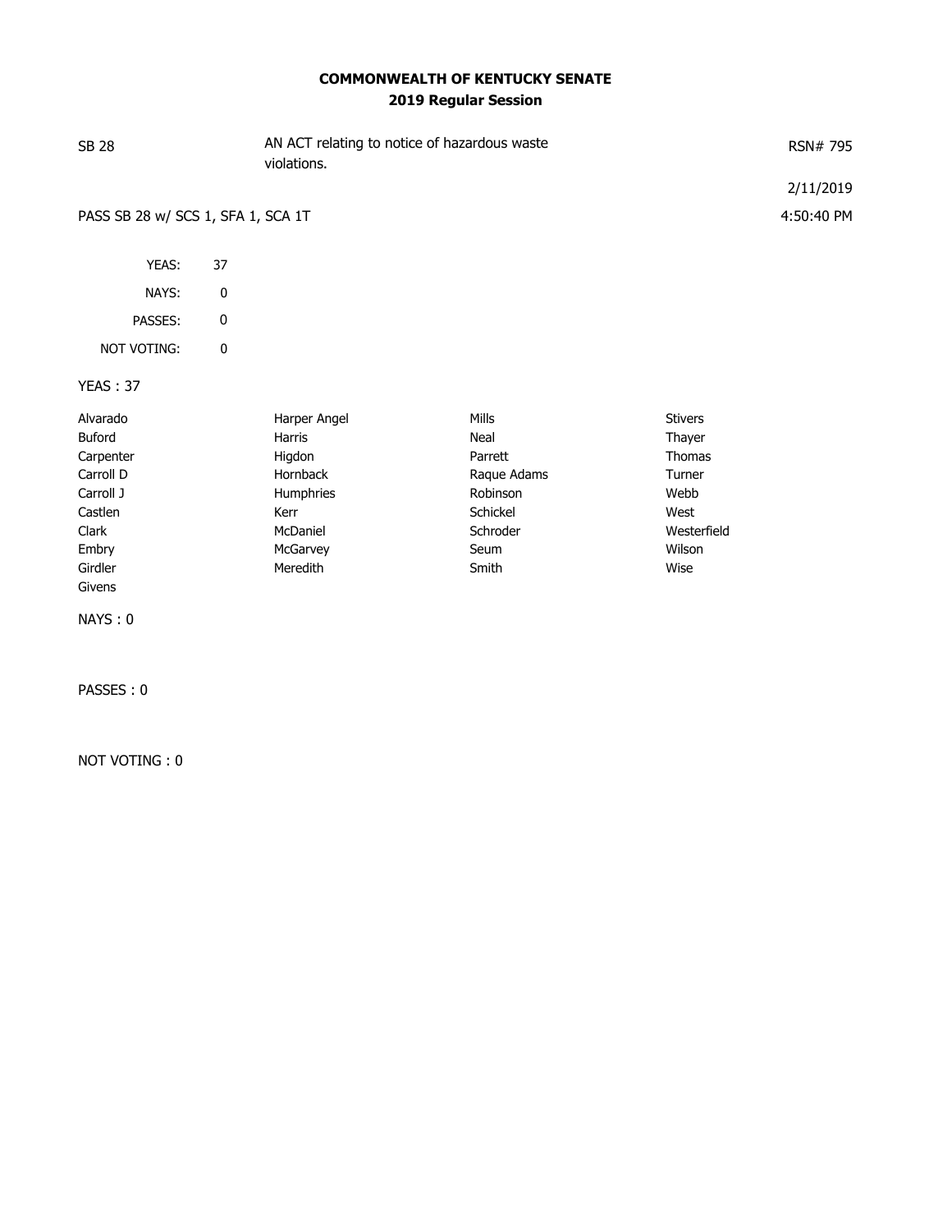# COMMONWEALTH OF KENTUCKY SENATE

## 2019 Regular Session

SB 28 — AN ACT relating to notice of hazardous waste violations. — RSN# 795

2/11/2019

PASS SB 28 w/ SCS 1, SFA 1, SCA 1T — 4:50:40 PM

| | |
|---|---|
| YEAS: | 37 |
| NAYS: | 0 |
| PASSES: | 0 |
| NOT VOTING: | 0 |

YEAS : 37

| | | | |
|---|---|---|---|
| Alvarado | Harper Angel | Mills | Stivers |
| Buford | Harris | Neal | Thayer |
| Carpenter | Higdon | Parrett | Thomas |
| Carroll D | Hornback | Raque Adams | Turner |
| Carroll J | Humphries | Robinson | Webb |
| Castlen | Kerr | Schickel | West |
| Clark | McDaniel | Schroder | Westerfield |
| Embry | McGarvey | Seum | Wilson |
| Girdler | Meredith | Smith | Wise |
| Givens | | | |

NAYS : 0

PASSES : 0

NOT VOTING : 0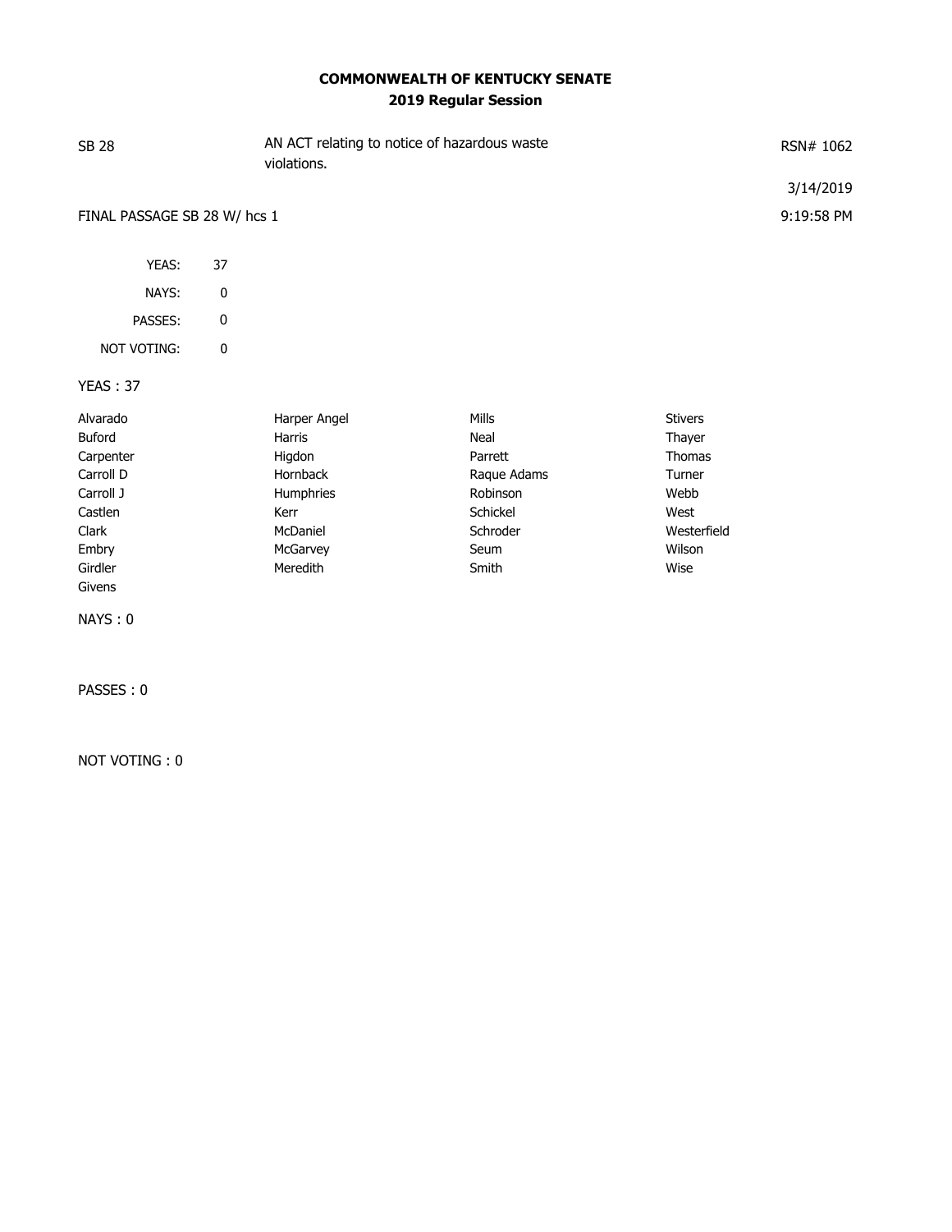**COMMONWEALTH OF KENTUCKY SENATE**
**2019 Regular Session**

| SB 28 | AN ACT relating to notice of hazardous waste violations. | RSN# 1062 |
|---|---|---|
| | | 3/14/2019 |
| FINAL PASSAGE SB 28 W/ hcs 1 | | 9:19:58 PM |

| | |
|---|---|
| YEAS: | 37 |
| NAYS: | 0 |
| PASSES: | 0 |
| NOT VOTING: | 0 |

YEAS : 37

| | | | |
|---|---|---|---|
| Alvarado | Harper Angel | Mills | Stivers |
| Buford | Harris | Neal | Thayer |
| Carpenter | Higdon | Parrett | Thomas |
| Carroll D | Hornback | Raque Adams | Turner |
| Carroll J | Humphries | Robinson | Webb |
| Castlen | Kerr | Schickel | West |
| Clark | McDaniel | Schroder | Westerfield |
| Embry | McGarvey | Seum | Wilson |
| Girdler | Meredith | Smith | Wise |
| Givens | | | |

NAYS : 0

PASSES : 0

NOT VOTING : 0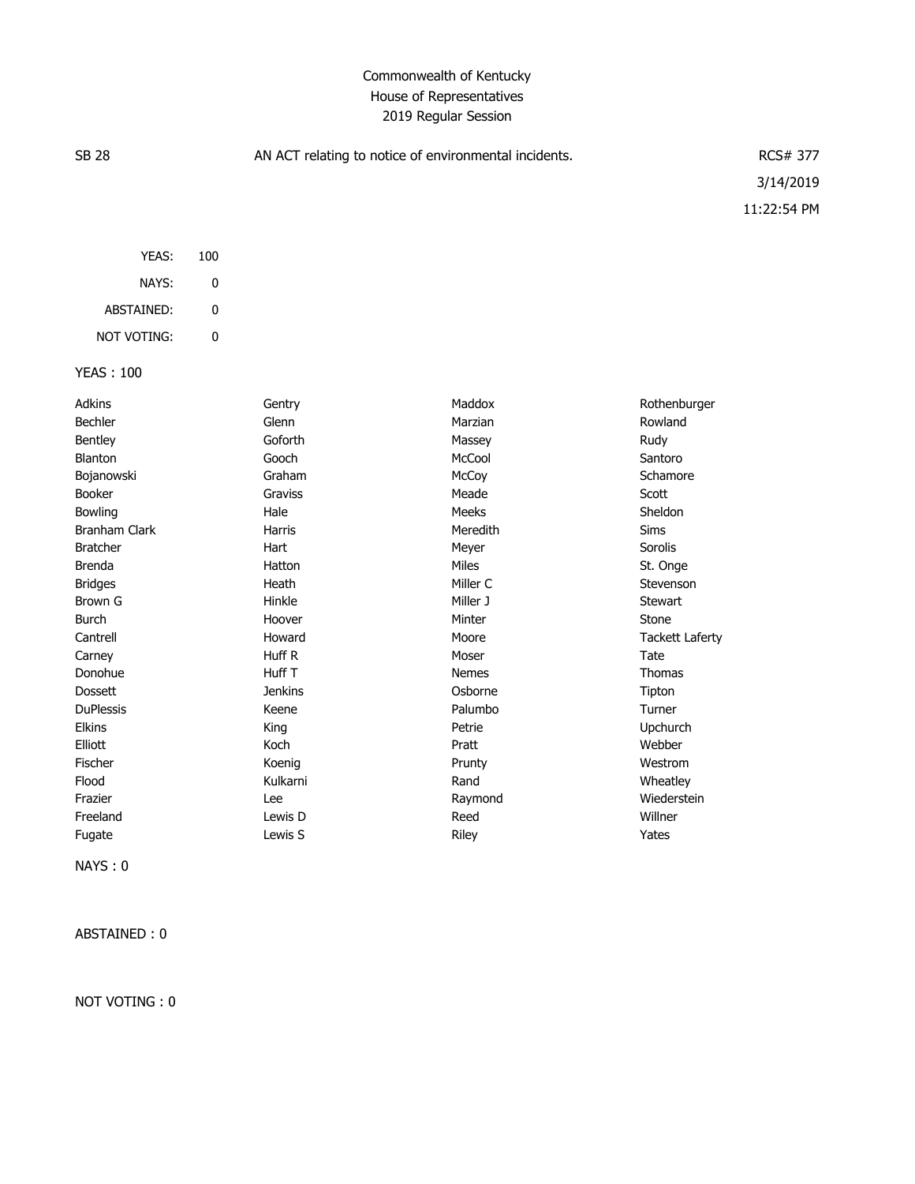Commonwealth of Kentucky
House of Representatives
2019 Regular Session

SB 28 AN ACT relating to notice of environmental incidents. RCS# 377

3/14/2019

11:22:54 PM

| | |
|---|---|
| YEAS: | 100 |
| NAYS: | 0 |
| ABSTAINED: | 0 |
| NOT VOTING: | 0 |

YEAS : 100

| | | | |
|---|---|---|---|
| Adkins | Gentry | Maddox | Rothenburger |
| Bechler | Glenn | Marzian | Rowland |
| Bentley | Goforth | Massey | Rudy |
| Blanton | Gooch | McCool | Santoro |
| Bojanowski | Graham | McCoy | Schamore |
| Booker | Graviss | Meade | Scott |
| Bowling | Hale | Meeks | Sheldon |
| Branham Clark | Harris | Meredith | Sims |
| Bratcher | Hart | Meyer | Sorolis |
| Brenda | Hatton | Miles | St. Onge |
| Bridges | Heath | Miller C | Stevenson |
| Brown G | Hinkle | Miller J | Stewart |
| Burch | Hoover | Minter | Stone |
| Cantrell | Howard | Moore | Tackett Laferty |
| Carney | Huff R | Moser | Tate |
| Donohue | Huff T | Nemes | Thomas |
| Dossett | Jenkins | Osborne | Tipton |
| DuPlessis | Keene | Palumbo | Turner |
| Elkins | King | Petrie | Upchurch |
| Elliott | Koch | Pratt | Webber |
| Fischer | Koenig | Prunty | Westrom |
| Flood | Kulkarni | Rand | Wheatley |
| Frazier | Lee | Raymond | Wiederstein |
| Freeland | Lewis D | Reed | Willner |
| Fugate | Lewis S | Riley | Yates |

NAYS : 0

ABSTAINED : 0

NOT VOTING : 0